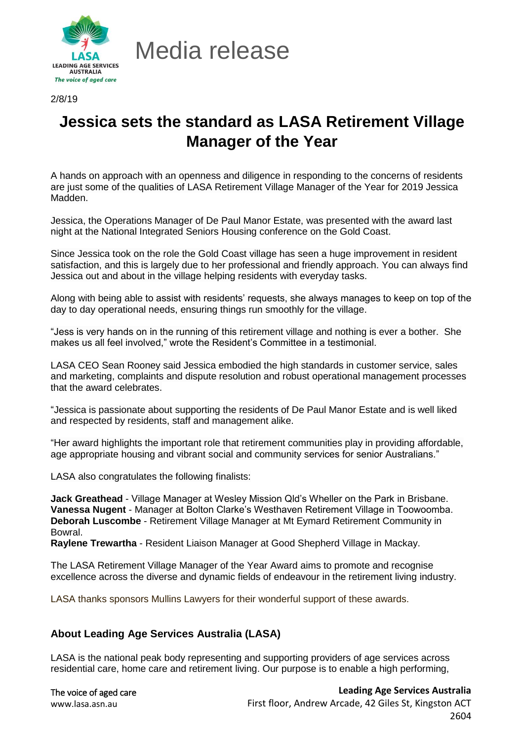Media release

2/8/19

# Jessica sets the standard as LASA Retirement Village Manager of the Year

A hands on approach with an openness and diligence in responding to the concerns of residents are just some of the qualities of LASA Retirement Village Manager of the Year for 2019 Jessica Madden.

Jessica, the Operations Manager of De Paul Manor Estate, was presented with the award last night at the National Integrated Seniors Housing conference on the Gold Coast.

Since Jessica took on the role the Gold Coast village has seen a huge improvement in resident satisfaction, and this is largely due to her professional and friendly approach. You can always find Jessica out and about in the village helping residents with everyday tasks.

Along with being able to assist with residents' requests, she always manages to keep on top of the day to day operational needs, ensuring things run smoothly for the village.

"Jess is very hands on in the running of this retirement village and nothing is ever a bother. She makes us all feel involved," wrote the Resident's Committee in a testimonial.

LASA CEO Sean Rooney said Jessica embodied the high standards in customer service, sales and marketing, complaints and dispute resolution and robust operational management processes that the award celebrates.

"Jessica is passionate about supporting the residents of De Paul Manor Estate and is well liked and respected by residents, staff and management alike.

"Her award highlights the important role that retirement communities play in providing affordable, age appropriate housing and vibrant social and community services for senior Australians."

LASA also congratulates the following finalists:

**Jack Greathead** - Village Manager at Wesley Mission Qld's Wheller on the Park in Brisbane.
**Vanessa Nugent** - Manager at Bolton Clarke's Westhaven Retirement Village in Toowoomba.
**Deborah Luscombe** - Retirement Village Manager at Mt Eymard Retirement Community in Bowral.
**Raylene Trewartha** - Resident Liaison Manager at Good Shepherd Village in Mackay.

The LASA Retirement Village Manager of the Year Award aims to promote and recognise excellence across the diverse and dynamic fields of endeavour in the retirement living industry.

LASA thanks sponsors Mullins Lawyers for their wonderful support of these awards.

### About Leading Age Services Australia (LASA)

LASA is the national peak body representing and supporting providers of age services across residential care, home care and retirement living. Our purpose is to enable a high performing,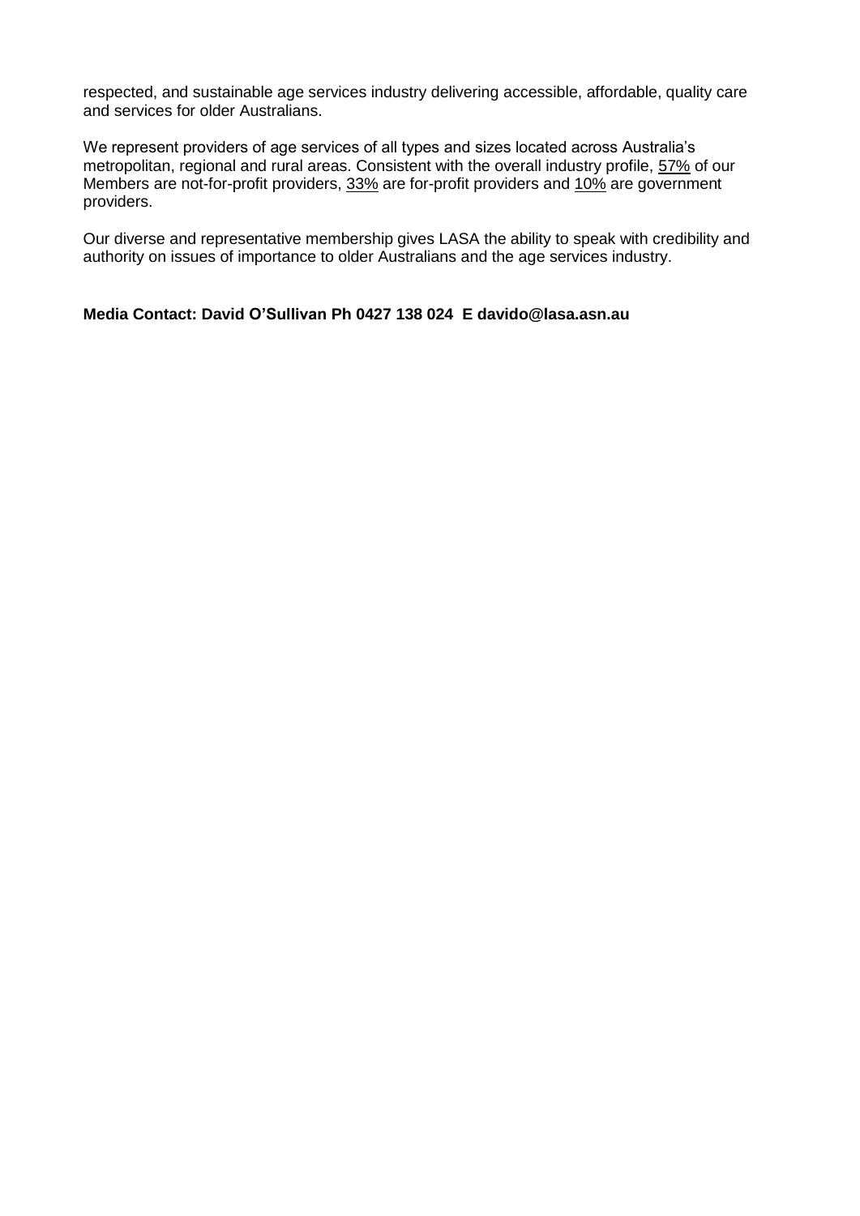respected, and sustainable age services industry delivering accessible, affordable, quality care and services for older Australians.

We represent providers of age services of all types and sizes located across Australia's metropolitan, regional and rural areas. Consistent with the overall industry profile, 57% of our Members are not-for-profit providers, 33% are for-profit providers and 10% are government providers.

Our diverse and representative membership gives LASA the ability to speak with credibility and authority on issues of importance to older Australians and the age services industry.

**Media Contact: David O'Sullivan Ph 0427 138 024 E davido@lasa.asn.au**